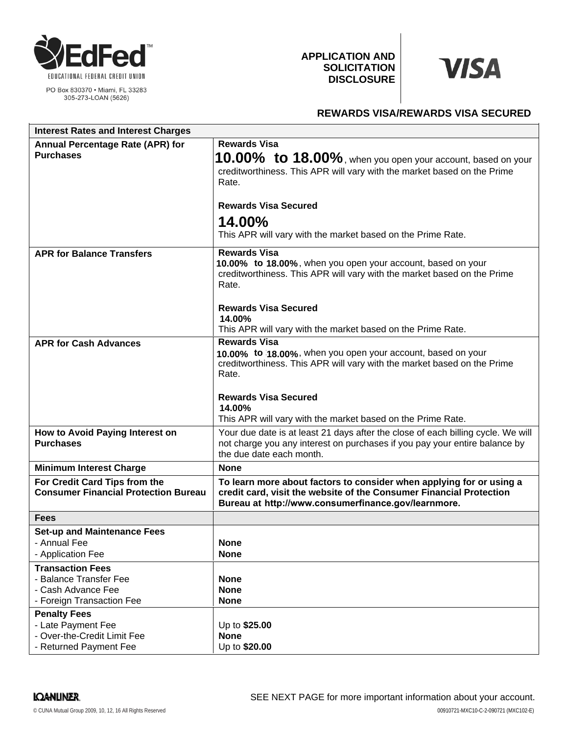EdFed

EDUCATIONAL FEDERAL CREDIT UNION

PO Box 830370 • Miami, FL 33283
305-273-LOAN (5626)

**APPLICATION AND SOLICITATION DISCLOSURE**

VISA

## REWARDS VISA/REWARDS VISA SECURED

| **Interest Rates and Interest Charges** | |
|---|---|
| **Annual Percentage Rate (APR) for Purchases** | **Rewards Visa** **10.00% to 18.00%**, when you open your account, based on your creditworthiness. This APR will vary with the market based on the Prime Rate. **Rewards Visa Secured** **14.00%** This APR will vary with the market based on the Prime Rate. |
| **APR for Balance Transfers** | **Rewards Visa** **10.00% to 18.00%**, when you open your account, based on your creditworthiness. This APR will vary with the market based on the Prime Rate. **Rewards Visa Secured** **14.00%** This APR will vary with the market based on the Prime Rate. |
| **APR for Cash Advances** | **Rewards Visa** **10.00% to 18.00%**, when you open your account, based on your creditworthiness. This APR will vary with the market based on the Prime Rate. **Rewards Visa Secured** **14.00%** This APR will vary with the market based on the Prime Rate. |
| **How to Avoid Paying Interest on Purchases** | Your due date is at least 21 days after the close of each billing cycle. We will not charge you any interest on purchases if you pay your entire balance by the due date each month. |
| **Minimum Interest Charge** | **None** |
| **For Credit Card Tips from the Consumer Financial Protection Bureau** | **To learn more about factors to consider when applying for or using a credit card, visit the website of the Consumer Financial Protection Bureau at http://www.consumerfinance.gov/learnmore.** |
| **Fees** | |
| **Set-up and Maintenance Fees** | |
| - Annual Fee | **None** |
| - Application Fee | **None** |
| **Transaction Fees** | |
| - Balance Transfer Fee | **None** |
| - Cash Advance Fee | **None** |
| - Foreign Transaction Fee | **None** |
| **Penalty Fees** | |
| - Late Payment Fee | Up to **$25.00** |
| - Over-the-Credit Limit Fee | **None** |
| - Returned Payment Fee | Up to **$20.00** |

SEE NEXT PAGE for more important information about your account.

© CUNA Mutual Group 2009, 10, 12, 16 All Rights Reserved

00910721-MXC10-C-2-090721 (MXC102-E)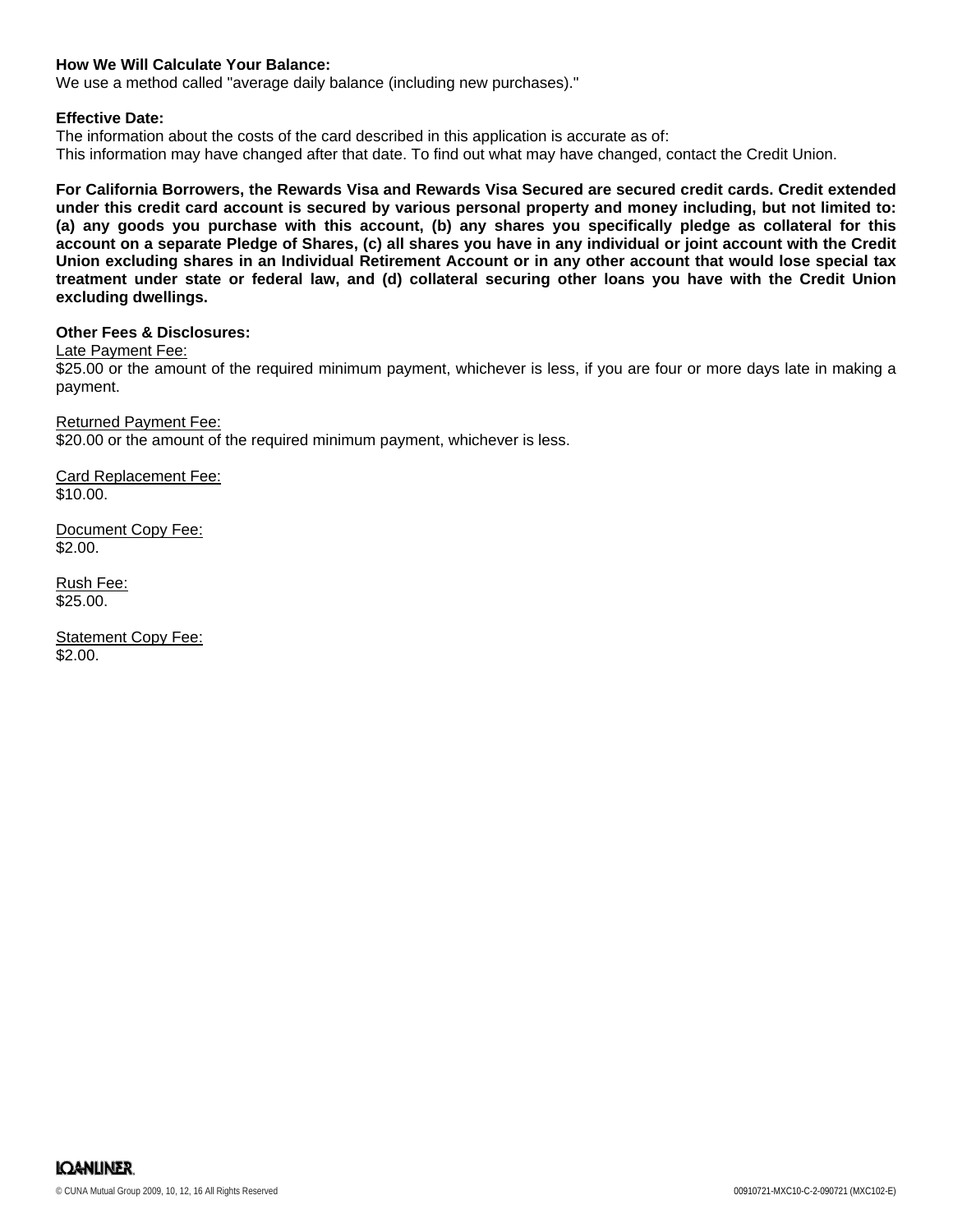**How We Will Calculate Your Balance:**
We use a method called "average daily balance (including new purchases)."

**Effective Date:**
The information about the costs of the card described in this application is accurate as of:
This information may have changed after that date. To find out what may have changed, contact the Credit Union.

**For California Borrowers, the Rewards Visa and Rewards Visa Secured are secured credit cards. Credit extended under this credit card account is secured by various personal property and money including, but not limited to: (a) any goods you purchase with this account, (b) any shares you specifically pledge as collateral for this account on a separate Pledge of Shares, (c) all shares you have in any individual or joint account with the Credit Union excluding shares in an Individual Retirement Account or in any other account that would lose special tax treatment under state or federal law, and (d) collateral securing other loans you have with the Credit Union excluding dwellings.**

**Other Fees & Disclosures:**

Late Payment Fee:
$25.00 or the amount of the required minimum payment, whichever is less, if you are four or more days late in making a payment.

Returned Payment Fee:
$20.00 or the amount of the required minimum payment, whichever is less.

Card Replacement Fee:
$10.00.

Document Copy Fee:
$2.00.

Rush Fee:
$25.00.

Statement Copy Fee:
$2.00.

LOANLINER

© CUNA Mutual Group 2009, 10, 12, 16 All Rights Reserved

00910721-MXC10-C-2-090721 (MXC102-E)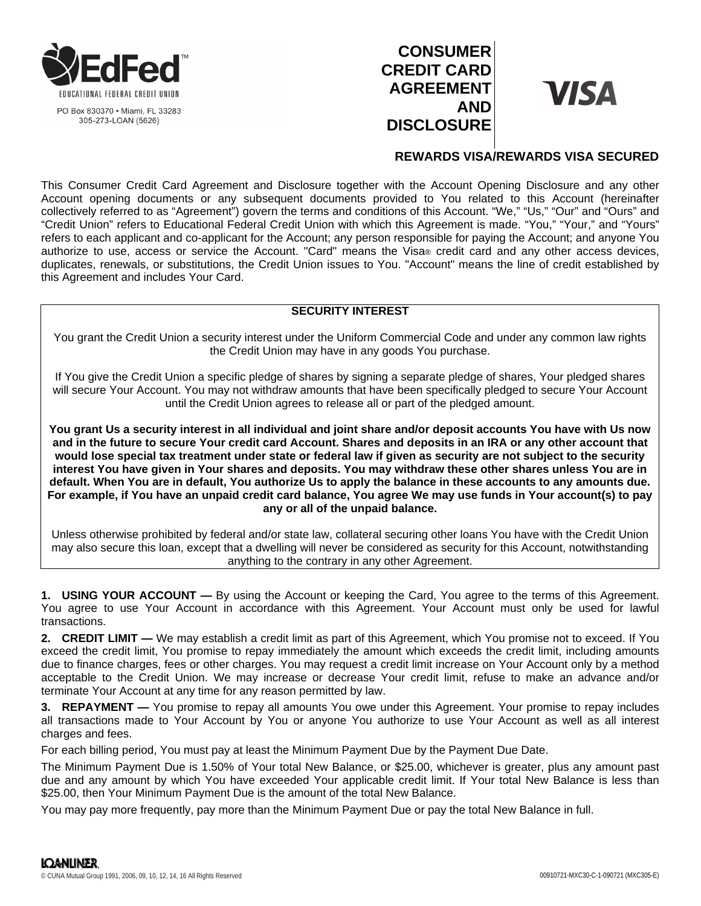**EdFed**™
EDUCATIONAL FEDERAL CREDIT UNION
PO Box 830370 • Miami, FL 33283
305-273-LOAN (5626)

# CONSUMER CREDIT CARD AGREEMENT AND DISCLOSURE

**VISA**

## REWARDS VISA/REWARDS VISA SECURED

This Consumer Credit Card Agreement and Disclosure together with the Account Opening Disclosure and any other Account opening documents or any subsequent documents provided to You related to this Account (hereinafter collectively referred to as "Agreement") govern the terms and conditions of this Account. "We," "Us," "Our" and "Ours" and "Credit Union" refers to Educational Federal Credit Union with which this Agreement is made. "You," "Your," and "Yours" refers to each applicant and co-applicant for the Account; any person responsible for paying the Account; and anyone You authorize to use, access or service the Account. "Card" means the Visa® credit card and any other access devices, duplicates, renewals, or substitutions, the Credit Union issues to You. "Account" means the line of credit established by this Agreement and includes Your Card.

**SECURITY INTEREST**

You grant the Credit Union a security interest under the Uniform Commercial Code and under any common law rights the Credit Union may have in any goods You purchase.

If You give the Credit Union a specific pledge of shares by signing a separate pledge of shares, Your pledged shares will secure Your Account. You may not withdraw amounts that have been specifically pledged to secure Your Account until the Credit Union agrees to release all or part of the pledged amount.

**You grant Us a security interest in all individual and joint share and/or deposit accounts You have with Us now and in the future to secure Your credit card Account. Shares and deposits in an IRA or any other account that would lose special tax treatment under state or federal law if given as security are not subject to the security interest You have given in Your shares and deposits. You may withdraw these other shares unless You are in default. When You are in default, You authorize Us to apply the balance in these accounts to any amounts due. For example, if You have an unpaid credit card balance, You agree We may use funds in Your account(s) to pay any or all of the unpaid balance.**

Unless otherwise prohibited by federal and/or state law, collateral securing other loans You have with the Credit Union may also secure this loan, except that a dwelling will never be considered as security for this Account, notwithstanding anything to the contrary in any other Agreement.

**1. USING YOUR ACCOUNT —** By using the Account or keeping the Card, You agree to the terms of this Agreement. You agree to use Your Account in accordance with this Agreement. Your Account must only be used for lawful transactions.

**2. CREDIT LIMIT —** We may establish a credit limit as part of this Agreement, which You promise not to exceed. If You exceed the credit limit, You promise to repay immediately the amount which exceeds the credit limit, including amounts due to finance charges, fees or other charges. You may request a credit limit increase on Your Account only by a method acceptable to the Credit Union. We may increase or decrease Your credit limit, refuse to make an advance and/or terminate Your Account at any time for any reason permitted by law.

**3. REPAYMENT —** You promise to repay all amounts You owe under this Agreement. Your promise to repay includes all transactions made to Your Account by You or anyone You authorize to use Your Account as well as all interest charges and fees.

For each billing period, You must pay at least the Minimum Payment Due by the Payment Due Date.

The Minimum Payment Due is 1.50% of Your total New Balance, or $25.00, whichever is greater, plus any amount past due and any amount by which You have exceeded Your applicable credit limit. If Your total New Balance is less than $25.00, then Your Minimum Payment Due is the amount of the total New Balance.

You may pay more frequently, pay more than the Minimum Payment Due or pay the total New Balance in full.

LOANLINER®
© CUNA Mutual Group 1991, 2006, 09, 10, 12, 14, 16 All Rights Reserved
00910721-MXC30-C-1-090721 (MXC305-E)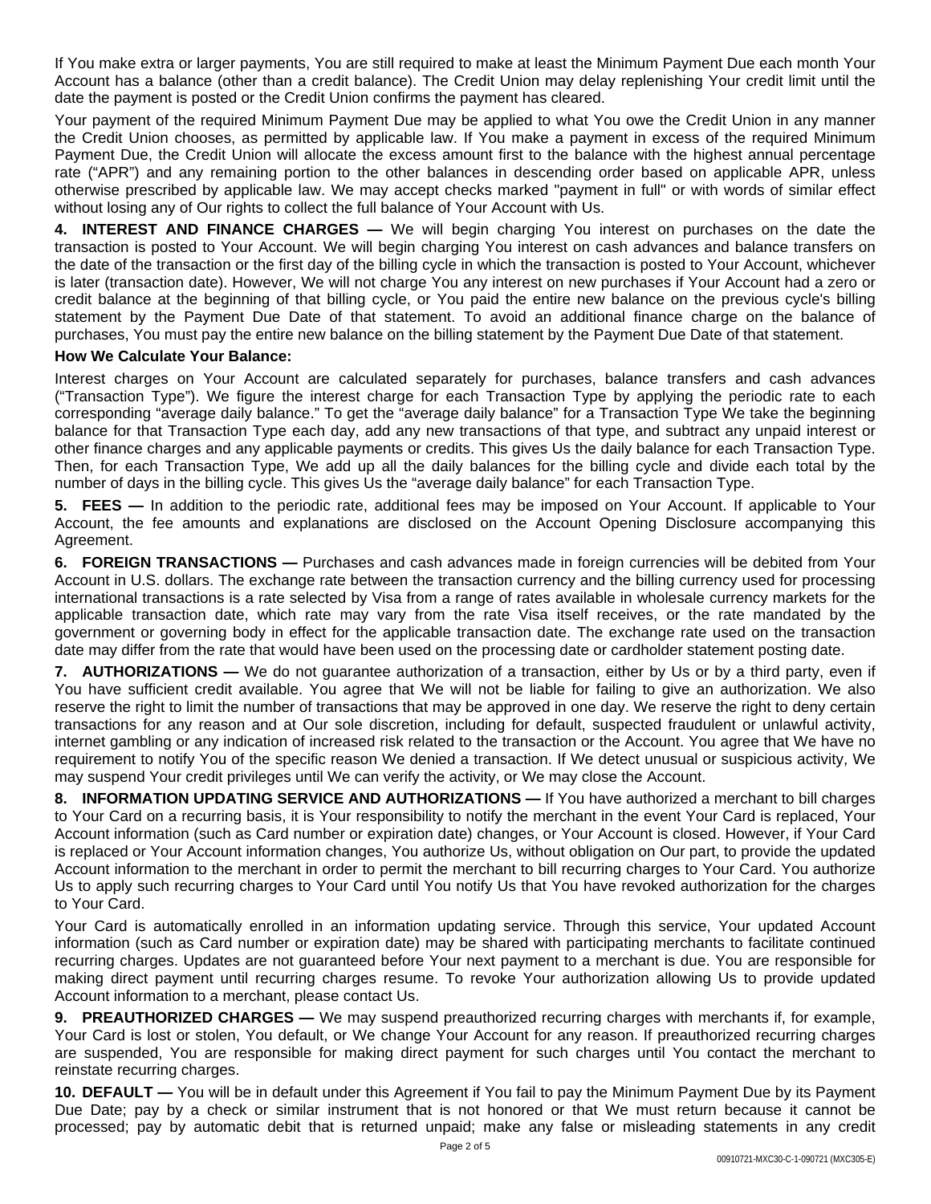If You make extra or larger payments, You are still required to make at least the Minimum Payment Due each month Your Account has a balance (other than a credit balance). The Credit Union may delay replenishing Your credit limit until the date the payment is posted or the Credit Union confirms the payment has cleared.

Your payment of the required Minimum Payment Due may be applied to what You owe the Credit Union in any manner the Credit Union chooses, as permitted by applicable law. If You make a payment in excess of the required Minimum Payment Due, the Credit Union will allocate the excess amount first to the balance with the highest annual percentage rate ("APR") and any remaining portion to the other balances in descending order based on applicable APR, unless otherwise prescribed by applicable law. We may accept checks marked "payment in full" or with words of similar effect without losing any of Our rights to collect the full balance of Your Account with Us.

**4. INTEREST AND FINANCE CHARGES —** We will begin charging You interest on purchases on the date the transaction is posted to Your Account. We will begin charging You interest on cash advances and balance transfers on the date of the transaction or the first day of the billing cycle in which the transaction is posted to Your Account, whichever is later (transaction date). However, We will not charge You any interest on new purchases if Your Account had a zero or credit balance at the beginning of that billing cycle, or You paid the entire new balance on the previous cycle's billing statement by the Payment Due Date of that statement. To avoid an additional finance charge on the balance of purchases, You must pay the entire new balance on the billing statement by the Payment Due Date of that statement.

**How We Calculate Your Balance:**

Interest charges on Your Account are calculated separately for purchases, balance transfers and cash advances ("Transaction Type"). We figure the interest charge for each Transaction Type by applying the periodic rate to each corresponding "average daily balance." To get the "average daily balance" for a Transaction Type We take the beginning balance for that Transaction Type each day, add any new transactions of that type, and subtract any unpaid interest or other finance charges and any applicable payments or credits. This gives Us the daily balance for each Transaction Type. Then, for each Transaction Type, We add up all the daily balances for the billing cycle and divide each total by the number of days in the billing cycle. This gives Us the "average daily balance" for each Transaction Type.

**5. FEES —** In addition to the periodic rate, additional fees may be imposed on Your Account. If applicable to Your Account, the fee amounts and explanations are disclosed on the Account Opening Disclosure accompanying this Agreement.

**6. FOREIGN TRANSACTIONS —** Purchases and cash advances made in foreign currencies will be debited from Your Account in U.S. dollars. The exchange rate between the transaction currency and the billing currency used for processing international transactions is a rate selected by Visa from a range of rates available in wholesale currency markets for the applicable transaction date, which rate may vary from the rate Visa itself receives, or the rate mandated by the government or governing body in effect for the applicable transaction date. The exchange rate used on the transaction date may differ from the rate that would have been used on the processing date or cardholder statement posting date.

**7. AUTHORIZATIONS —** We do not guarantee authorization of a transaction, either by Us or by a third party, even if You have sufficient credit available. You agree that We will not be liable for failing to give an authorization. We also reserve the right to limit the number of transactions that may be approved in one day. We reserve the right to deny certain transactions for any reason and at Our sole discretion, including for default, suspected fraudulent or unlawful activity, internet gambling or any indication of increased risk related to the transaction or the Account. You agree that We have no requirement to notify You of the specific reason We denied a transaction. If We detect unusual or suspicious activity, We may suspend Your credit privileges until We can verify the activity, or We may close the Account.

**8. INFORMATION UPDATING SERVICE AND AUTHORIZATIONS —** If You have authorized a merchant to bill charges to Your Card on a recurring basis, it is Your responsibility to notify the merchant in the event Your Card is replaced, Your Account information (such as Card number or expiration date) changes, or Your Account is closed. However, if Your Card is replaced or Your Account information changes, You authorize Us, without obligation on Our part, to provide the updated Account information to the merchant in order to permit the merchant to bill recurring charges to Your Card. You authorize Us to apply such recurring charges to Your Card until You notify Us that You have revoked authorization for the charges to Your Card.

Your Card is automatically enrolled in an information updating service. Through this service, Your updated Account information (such as Card number or expiration date) may be shared with participating merchants to facilitate continued recurring charges. Updates are not guaranteed before Your next payment to a merchant is due. You are responsible for making direct payment until recurring charges resume. To revoke Your authorization allowing Us to provide updated Account information to a merchant, please contact Us.

**9. PREAUTHORIZED CHARGES —** We may suspend preauthorized recurring charges with merchants if, for example, Your Card is lost or stolen, You default, or We change Your Account for any reason. If preauthorized recurring charges are suspended, You are responsible for making direct payment for such charges until You contact the merchant to reinstate recurring charges.

**10. DEFAULT —** You will be in default under this Agreement if You fail to pay the Minimum Payment Due by its Payment Due Date; pay by a check or similar instrument that is not honored or that We must return because it cannot be processed; pay by automatic debit that is returned unpaid; make any false or misleading statements in any credit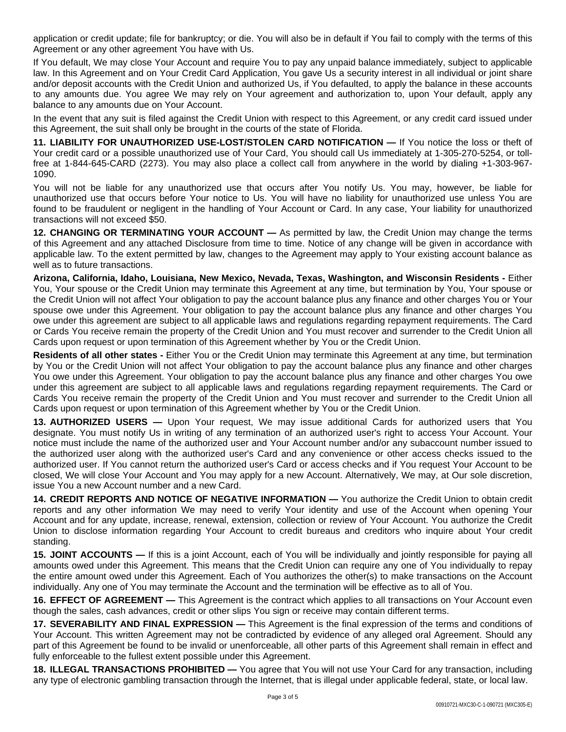application or credit update; file for bankruptcy; or die. You will also be in default if You fail to comply with the terms of this Agreement or any other agreement You have with Us.

If You default, We may close Your Account and require You to pay any unpaid balance immediately, subject to applicable law. In this Agreement and on Your Credit Card Application, You gave Us a security interest in all individual or joint share and/or deposit accounts with the Credit Union and authorized Us, if You defaulted, to apply the balance in these accounts to any amounts due. You agree We may rely on Your agreement and authorization to, upon Your default, apply any balance to any amounts due on Your Account.

In the event that any suit is filed against the Credit Union with respect to this Agreement, or any credit card issued under this Agreement, the suit shall only be brought in the courts of the state of Florida.

**11. LIABILITY FOR UNAUTHORIZED USE-LOST/STOLEN CARD NOTIFICATION —** If You notice the loss or theft of Your credit card or a possible unauthorized use of Your Card, You should call Us immediately at 1-305-270-5254, or toll-free at 1-844-645-CARD (2273). You may also place a collect call from anywhere in the world by dialing +1-303-967-1090.

You will not be liable for any unauthorized use that occurs after You notify Us. You may, however, be liable for unauthorized use that occurs before Your notice to Us. You will have no liability for unauthorized use unless You are found to be fraudulent or negligent in the handling of Your Account or Card. In any case, Your liability for unauthorized transactions will not exceed $50.

**12. CHANGING OR TERMINATING YOUR ACCOUNT —** As permitted by law, the Credit Union may change the terms of this Agreement and any attached Disclosure from time to time. Notice of any change will be given in accordance with applicable law. To the extent permitted by law, changes to the Agreement may apply to Your existing account balance as well as to future transactions.

**Arizona, California, Idaho, Louisiana, New Mexico, Nevada, Texas, Washington, and Wisconsin Residents -** Either You, Your spouse or the Credit Union may terminate this Agreement at any time, but termination by You, Your spouse or the Credit Union will not affect Your obligation to pay the account balance plus any finance and other charges You or Your spouse owe under this Agreement. Your obligation to pay the account balance plus any finance and other charges You owe under this agreement are subject to all applicable laws and regulations regarding repayment requirements. The Card or Cards You receive remain the property of the Credit Union and You must recover and surrender to the Credit Union all Cards upon request or upon termination of this Agreement whether by You or the Credit Union.

**Residents of all other states -** Either You or the Credit Union may terminate this Agreement at any time, but termination by You or the Credit Union will not affect Your obligation to pay the account balance plus any finance and other charges You owe under this Agreement. Your obligation to pay the account balance plus any finance and other charges You owe under this agreement are subject to all applicable laws and regulations regarding repayment requirements. The Card or Cards You receive remain the property of the Credit Union and You must recover and surrender to the Credit Union all Cards upon request or upon termination of this Agreement whether by You or the Credit Union.

**13. AUTHORIZED USERS —** Upon Your request, We may issue additional Cards for authorized users that You designate. You must notify Us in writing of any termination of an authorized user's right to access Your Account. Your notice must include the name of the authorized user and Your Account number and/or any subaccount number issued to the authorized user along with the authorized user's Card and any convenience or other access checks issued to the authorized user. If You cannot return the authorized user's Card or access checks and if You request Your Account to be closed, We will close Your Account and You may apply for a new Account. Alternatively, We may, at Our sole discretion, issue You a new Account number and a new Card.

**14. CREDIT REPORTS AND NOTICE OF NEGATIVE INFORMATION —** You authorize the Credit Union to obtain credit reports and any other information We may need to verify Your identity and use of the Account when opening Your Account and for any update, increase, renewal, extension, collection or review of Your Account. You authorize the Credit Union to disclose information regarding Your Account to credit bureaus and creditors who inquire about Your credit standing.

**15. JOINT ACCOUNTS —** If this is a joint Account, each of You will be individually and jointly responsible for paying all amounts owed under this Agreement. This means that the Credit Union can require any one of You individually to repay the entire amount owed under this Agreement. Each of You authorizes the other(s) to make transactions on the Account individually. Any one of You may terminate the Account and the termination will be effective as to all of You.

**16. EFFECT OF AGREEMENT —** This Agreement is the contract which applies to all transactions on Your Account even though the sales, cash advances, credit or other slips You sign or receive may contain different terms.

**17. SEVERABILITY AND FINAL EXPRESSION —** This Agreement is the final expression of the terms and conditions of Your Account. This written Agreement may not be contradicted by evidence of any alleged oral Agreement. Should any part of this Agreement be found to be invalid or unenforceable, all other parts of this Agreement shall remain in effect and fully enforceable to the fullest extent possible under this Agreement.

**18. ILLEGAL TRANSACTIONS PROHIBITED —** You agree that You will not use Your Card for any transaction, including any type of electronic gambling transaction through the Internet, that is illegal under applicable federal, state, or local law.

00910721-MXC30-C-1-090721 (MXC305-E)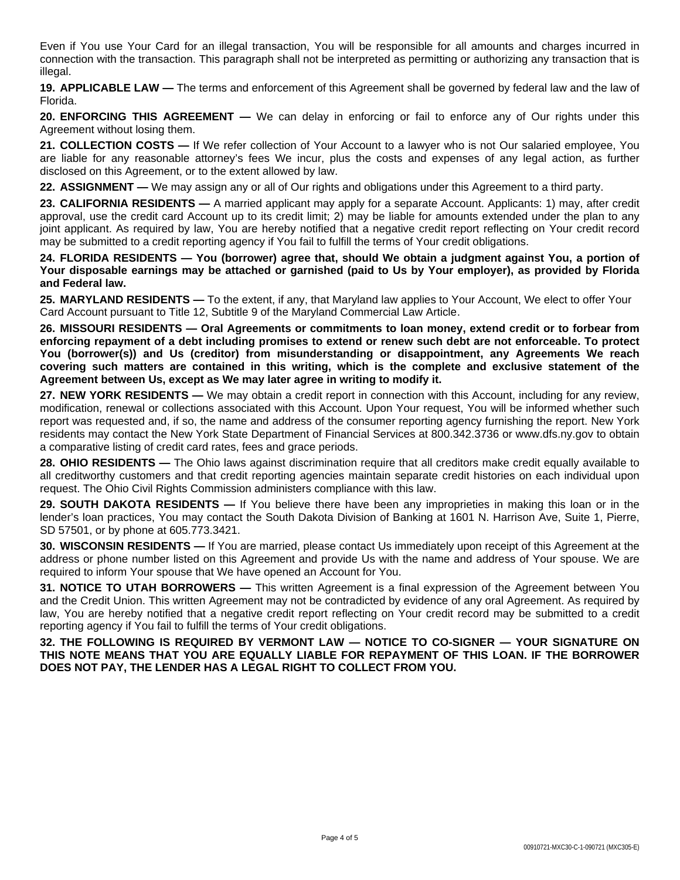Even if You use Your Card for an illegal transaction, You will be responsible for all amounts and charges incurred in connection with the transaction. This paragraph shall not be interpreted as permitting or authorizing any transaction that is illegal.

**19. APPLICABLE LAW —** The terms and enforcement of this Agreement shall be governed by federal law and the law of Florida.

**20. ENFORCING THIS AGREEMENT —** We can delay in enforcing or fail to enforce any of Our rights under this Agreement without losing them.

**21. COLLECTION COSTS —** If We refer collection of Your Account to a lawyer who is not Our salaried employee, You are liable for any reasonable attorney's fees We incur, plus the costs and expenses of any legal action, as further disclosed on this Agreement, or to the extent allowed by law.

**22. ASSIGNMENT —** We may assign any or all of Our rights and obligations under this Agreement to a third party.

**23. CALIFORNIA RESIDENTS —** A married applicant may apply for a separate Account. Applicants: 1) may, after credit approval, use the credit card Account up to its credit limit; 2) may be liable for amounts extended under the plan to any joint applicant. As required by law, You are hereby notified that a negative credit report reflecting on Your credit record may be submitted to a credit reporting agency if You fail to fulfill the terms of Your credit obligations.

**24. FLORIDA RESIDENTS — You (borrower) agree that, should We obtain a judgment against You, a portion of Your disposable earnings may be attached or garnished (paid to Us by Your employer), as provided by Florida and Federal law.**

**25. MARYLAND RESIDENTS —** To the extent, if any, that Maryland law applies to Your Account, We elect to offer Your Card Account pursuant to Title 12, Subtitle 9 of the Maryland Commercial Law Article.

**26. MISSOURI RESIDENTS — Oral Agreements or commitments to loan money, extend credit or to forbear from enforcing repayment of a debt including promises to extend or renew such debt are not enforceable. To protect You (borrower(s)) and Us (creditor) from misunderstanding or disappointment, any Agreements We reach covering such matters are contained in this writing, which is the complete and exclusive statement of the Agreement between Us, except as We may later agree in writing to modify it.**

**27. NEW YORK RESIDENTS —** We may obtain a credit report in connection with this Account, including for any review, modification, renewal or collections associated with this Account. Upon Your request, You will be informed whether such report was requested and, if so, the name and address of the consumer reporting agency furnishing the report. New York residents may contact the New York State Department of Financial Services at 800.342.3736 or www.dfs.ny.gov to obtain a comparative listing of credit card rates, fees and grace periods.

**28. OHIO RESIDENTS —** The Ohio laws against discrimination require that all creditors make credit equally available to all creditworthy customers and that credit reporting agencies maintain separate credit histories on each individual upon request. The Ohio Civil Rights Commission administers compliance with this law.

**29. SOUTH DAKOTA RESIDENTS —** If You believe there have been any improprieties in making this loan or in the lender's loan practices, You may contact the South Dakota Division of Banking at 1601 N. Harrison Ave, Suite 1, Pierre, SD 57501, or by phone at 605.773.3421.

**30. WISCONSIN RESIDENTS —** If You are married, please contact Us immediately upon receipt of this Agreement at the address or phone number listed on this Agreement and provide Us with the name and address of Your spouse. We are required to inform Your spouse that We have opened an Account for You.

**31. NOTICE TO UTAH BORROWERS —** This written Agreement is a final expression of the Agreement between You and the Credit Union. This written Agreement may not be contradicted by evidence of any oral Agreement. As required by law, You are hereby notified that a negative credit report reflecting on Your credit record may be submitted to a credit reporting agency if You fail to fulfill the terms of Your credit obligations.

**32. THE FOLLOWING IS REQUIRED BY VERMONT LAW — NOTICE TO CO-SIGNER — YOUR SIGNATURE ON THIS NOTE MEANS THAT YOU ARE EQUALLY LIABLE FOR REPAYMENT OF THIS LOAN. IF THE BORROWER DOES NOT PAY, THE LENDER HAS A LEGAL RIGHT TO COLLECT FROM YOU.**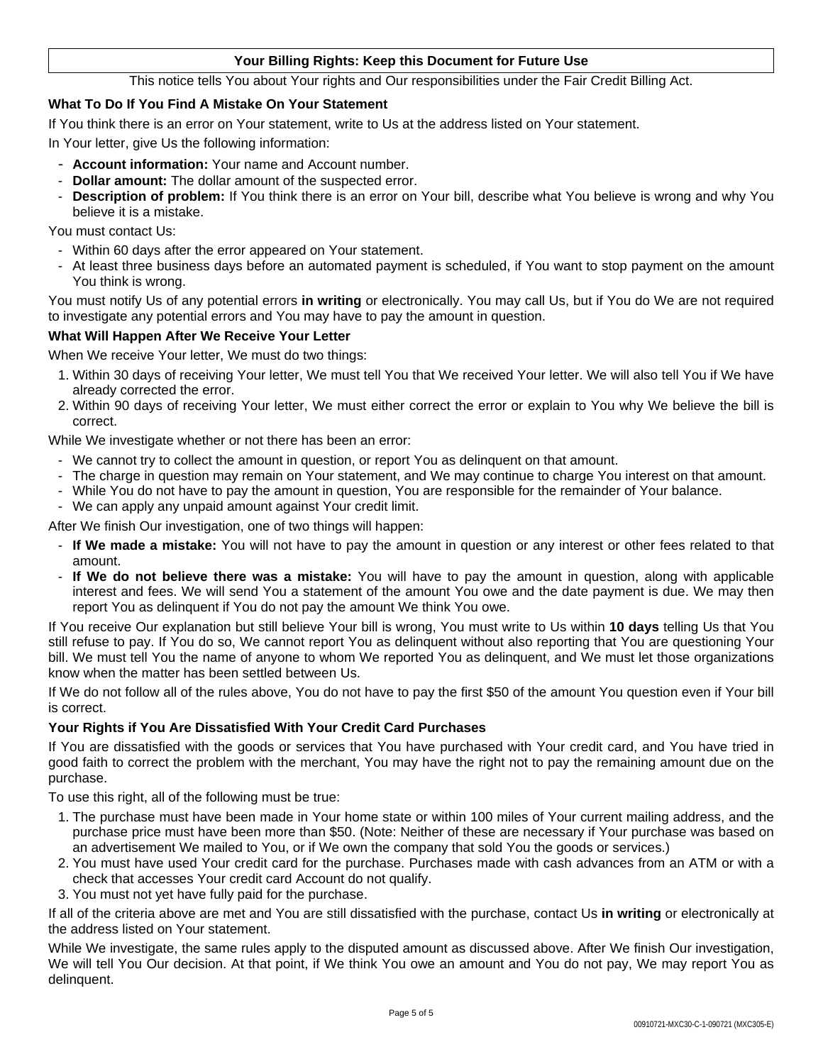## Your Billing Rights: Keep this Document for Future Use

This notice tells You about Your rights and Our responsibilities under the Fair Credit Billing Act.

### What To Do If You Find A Mistake On Your Statement

If You think there is an error on Your statement, write to Us at the address listed on Your statement.

In Your letter, give Us the following information:

- **Account information:** Your name and Account number.
- **Dollar amount:** The dollar amount of the suspected error.
- **Description of problem:** If You think there is an error on Your bill, describe what You believe is wrong and why You believe it is a mistake.

You must contact Us:

- Within 60 days after the error appeared on Your statement.
- At least three business days before an automated payment is scheduled, if You want to stop payment on the amount You think is wrong.

You must notify Us of any potential errors **in writing** or electronically. You may call Us, but if You do We are not required to investigate any potential errors and You may have to pay the amount in question.

### What Will Happen After We Receive Your Letter

When We receive Your letter, We must do two things:

1. Within 30 days of receiving Your letter, We must tell You that We received Your letter. We will also tell You if We have already corrected the error.
2. Within 90 days of receiving Your letter, We must either correct the error or explain to You why We believe the bill is correct.

While We investigate whether or not there has been an error:

- We cannot try to collect the amount in question, or report You as delinquent on that amount.
- The charge in question may remain on Your statement, and We may continue to charge You interest on that amount.
- While You do not have to pay the amount in question, You are responsible for the remainder of Your balance.
- We can apply any unpaid amount against Your credit limit.

After We finish Our investigation, one of two things will happen:

- **If We made a mistake:** You will not have to pay the amount in question or any interest or other fees related to that amount.
- **If We do not believe there was a mistake:** You will have to pay the amount in question, along with applicable interest and fees. We will send You a statement of the amount You owe and the date payment is due. We may then report You as delinquent if You do not pay the amount We think You owe.

If You receive Our explanation but still believe Your bill is wrong, You must write to Us within **10 days** telling Us that You still refuse to pay. If You do so, We cannot report You as delinquent without also reporting that You are questioning Your bill. We must tell You the name of anyone to whom We reported You as delinquent, and We must let those organizations know when the matter has been settled between Us.

If We do not follow all of the rules above, You do not have to pay the first $50 of the amount You question even if Your bill is correct.

### Your Rights if You Are Dissatisfied With Your Credit Card Purchases

If You are dissatisfied with the goods or services that You have purchased with Your credit card, and You have tried in good faith to correct the problem with the merchant, You may have the right not to pay the remaining amount due on the purchase.

To use this right, all of the following must be true:

1. The purchase must have been made in Your home state or within 100 miles of Your current mailing address, and the purchase price must have been more than $50. (Note: Neither of these are necessary if Your purchase was based on an advertisement We mailed to You, or if We own the company that sold You the goods or services.)
2. You must have used Your credit card for the purchase. Purchases made with cash advances from an ATM or with a check that accesses Your credit card Account do not qualify.
3. You must not yet have fully paid for the purchase.

If all of the criteria above are met and You are still dissatisfied with the purchase, contact Us **in writing** or electronically at the address listed on Your statement.

While We investigate, the same rules apply to the disputed amount as discussed above. After We finish Our investigation, We will tell You Our decision. At that point, if We think You owe an amount and You do not pay, We may report You as delinquent.

00910721-MXC30-C-1-090721 (MXC305-E)